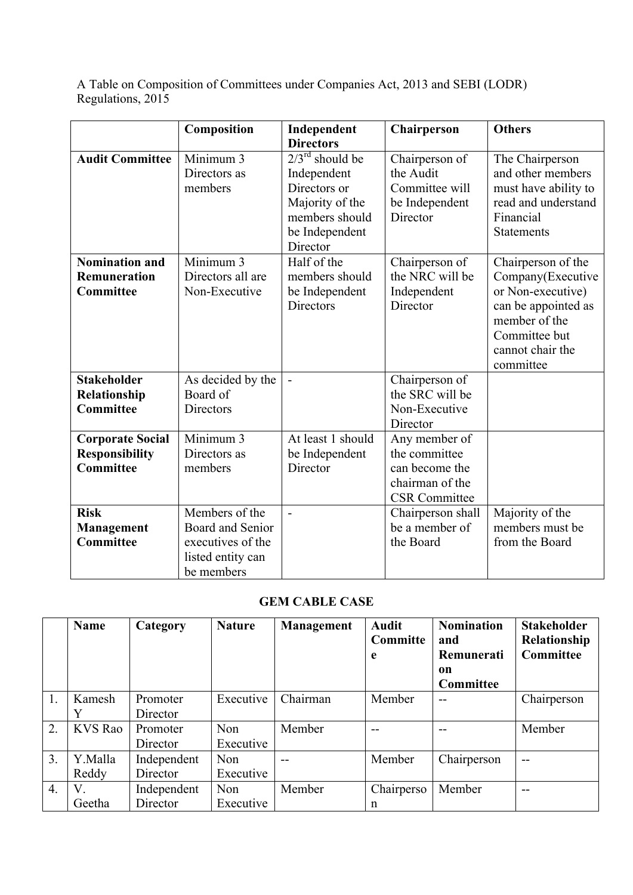A Table on Composition of Committees under Companies Act, 2013 and SEBI (LODR) Regulations, 2015

| | Composition | Independent Directors | Chairperson | Others |
|---|---|---|---|---|
| **Audit Committee** | Minimum 3 Directors as members | $2/3^{rd}$ should be Independent Directors or Majority of the members should be Independent Director | Chairperson of the Audit Committee will be Independent Director | The Chairperson and other members must have ability to read and understand Financial Statements |
| **Nomination and Remuneration Committee** | Minimum 3 Directors all are Non-Executive | Half of the members should be Independent Directors | Chairperson of the NRC will be Independent Director | Chairperson of the Company(Executive or Non-executive) can be appointed as member of the Committee but cannot chair the committee |
| **Stakeholder Relationship Committee** | As decided by the Board of Directors | - | Chairperson of the SRC will be Non-Executive Director | |
| **Corporate Social Responsibility Committee** | Minimum 3 Directors as members | At least 1 should be Independent Director | Any member of the committee can become the chairman of the CSR Committee | |
| **Risk Management Committee** | Members of the Board and Senior executives of the listed entity can be members | - | Chairperson shall be a member of the Board | Majority of the members must be from the Board |

**GEM CABLE CASE**

| | Name | Category | Nature | Management | Audit Committee | Nomination and Remuneration Committee | Stakeholder Relationship Committee |
|---|---|---|---|---|---|---|---|
| 1. | Kamesh Y | Promoter Director | Executive | Chairman | Member | -- | Chairperson |
| 2. | KVS Rao | Promoter Director | Non Executive | Member | -- | -- | Member |
| 3. | Y.Malla Reddy | Independent Director | Non Executive | -- | Member | Chairperson | -- |
| 4. | V. Geetha | Independent Director | Non Executive | Member | Chairperson | Member | -- |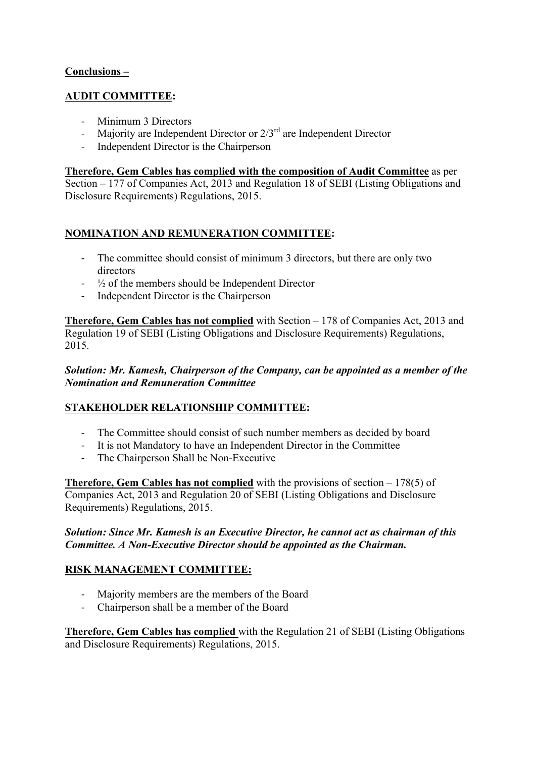**Conclusions –**

**AUDIT COMMITTEE:**

- Minimum 3 Directors
- Majority are Independent Director or 2/3rd are Independent Director
- Independent Director is the Chairperson

**Therefore, Gem Cables has complied with the composition of Audit Committee** as per Section – 177 of Companies Act, 2013 and Regulation 18 of SEBI (Listing Obligations and Disclosure Requirements) Regulations, 2015.

**NOMINATION AND REMUNERATION COMMITTEE:**

- The committee should consist of minimum 3 directors, but there are only two directors
- ½ of the members should be Independent Director
- Independent Director is the Chairperson

**Therefore, Gem Cables has not complied** with Section – 178 of Companies Act, 2013 and Regulation 19 of SEBI (Listing Obligations and Disclosure Requirements) Regulations, 2015.

***Solution: Mr. Kamesh, Chairperson of the Company, can be appointed as a member of the Nomination and Remuneration Committee***

**STAKEHOLDER RELATIONSHIP COMMITTEE:**

- The Committee should consist of such number members as decided by board
- It is not Mandatory to have an Independent Director in the Committee
- The Chairperson Shall be Non-Executive

**Therefore, Gem Cables has not complied** with the provisions of section – 178(5) of Companies Act, 2013 and Regulation 20 of SEBI (Listing Obligations and Disclosure Requirements) Regulations, 2015.

***Solution: Since Mr. Kamesh is an Executive Director, he cannot act as chairman of this Committee. A Non-Executive Director should be appointed as the Chairman.***

**RISK MANAGEMENT COMMITTEE:**

- Majority members are the members of the Board
- Chairperson shall be a member of the Board

**Therefore, Gem Cables has complied** with the Regulation 21 of SEBI (Listing Obligations and Disclosure Requirements) Regulations, 2015.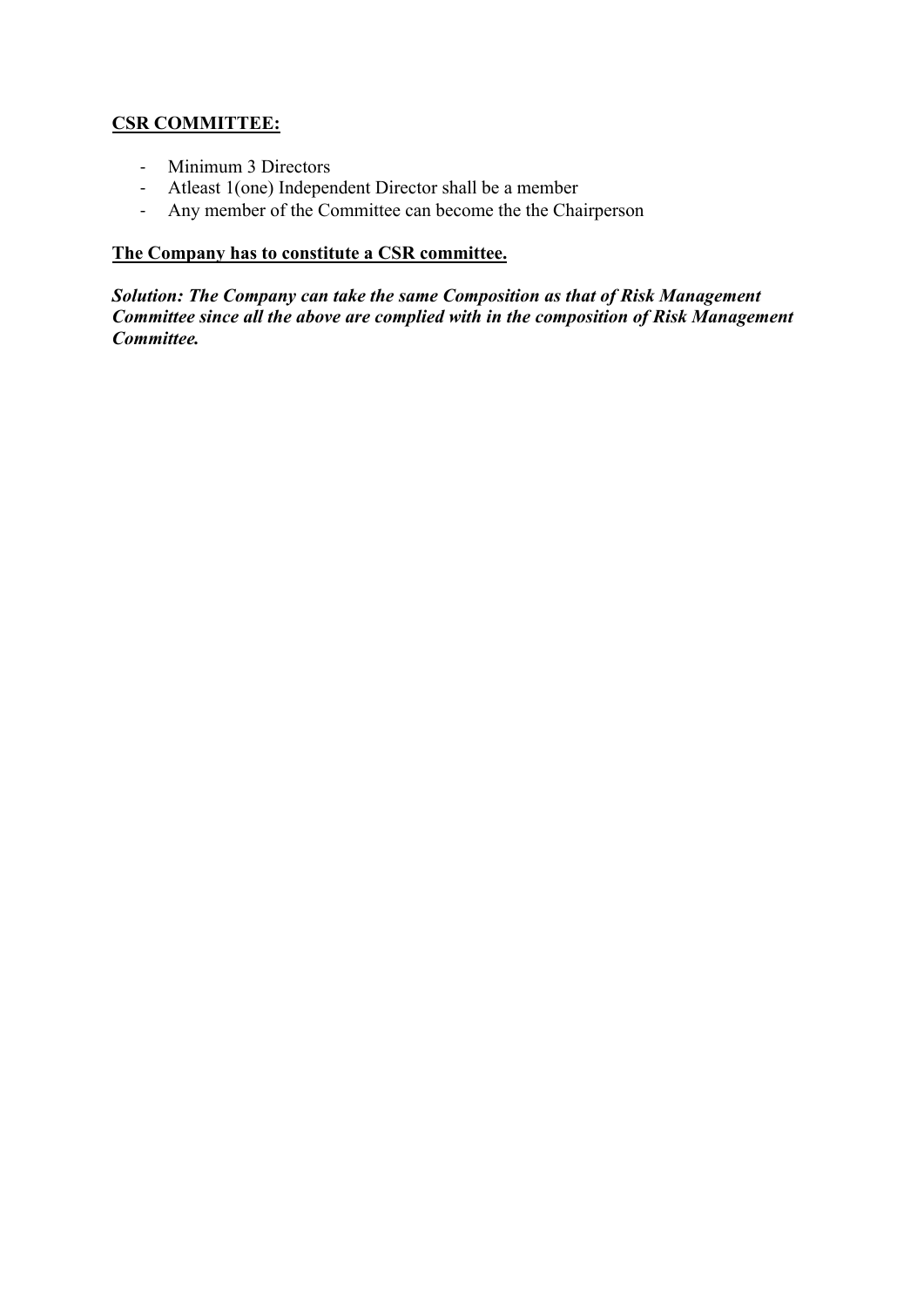**<u>CSR COMMITTEE:</u>**

- Minimum 3 Directors
- Atleast 1(one) Independent Director shall be a member
- Any member of the Committee can become the the Chairperson

**<u>The Company has to constitute a CSR committee.</u>**

***Solution: The Company can take the same Composition as that of Risk Management Committee since all the above are complied with in the composition of Risk Management Committee.***